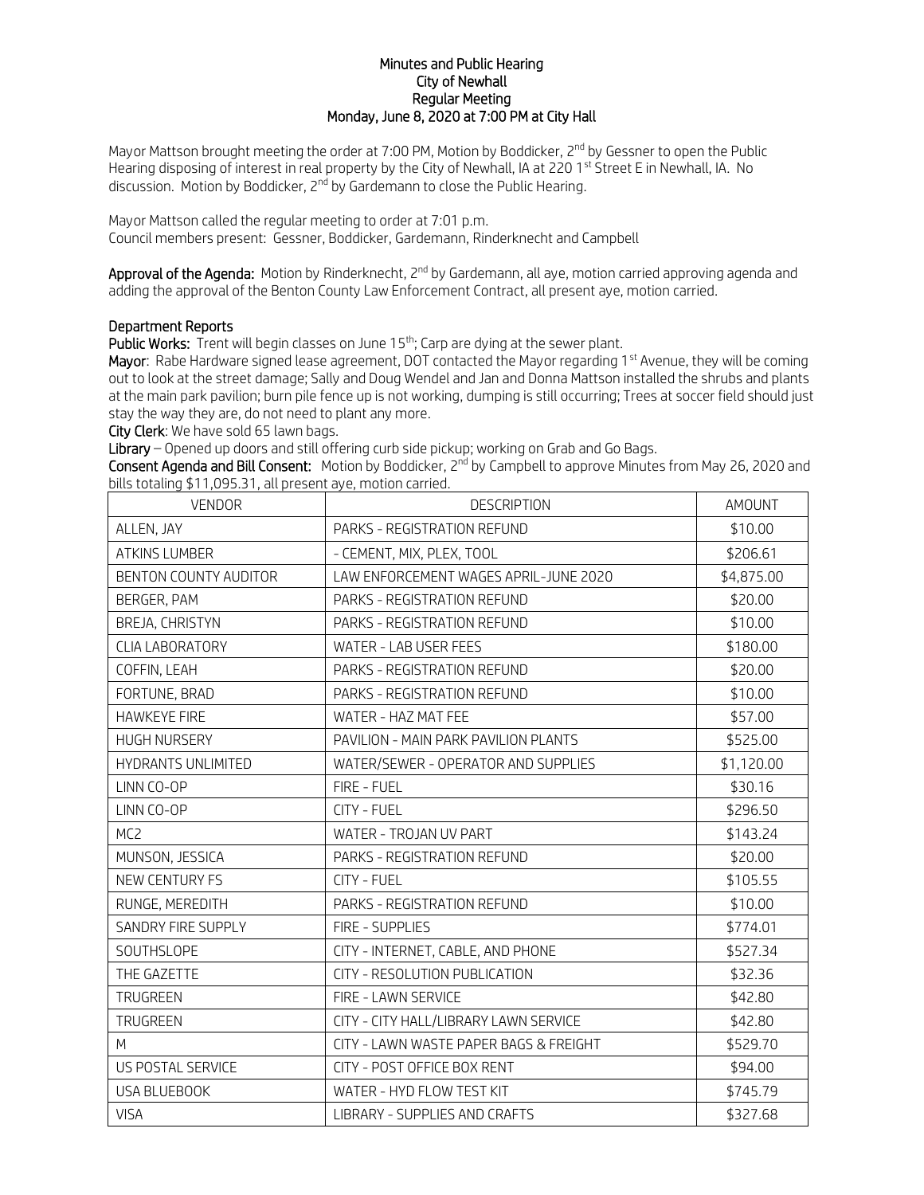**Minutes and Public Hearing**
**City of Newhall**
**Regular Meeting**
**Monday, June 8, 2020 at 7:00 PM at City Hall**

Mayor Mattson brought meeting the order at 7:00 PM, Motion by Boddicker, 2nd by Gessner to open the Public Hearing disposing of interest in real property by the City of Newhall, IA at 220 1st Street E in Newhall, IA. No discussion. Motion by Boddicker, 2nd by Gardemann to close the Public Hearing.

Mayor Mattson called the regular meeting to order at 7:01 p.m.
Council members present: Gessner, Boddicker, Gardemann, Rinderknecht and Campbell

**Approval of the Agenda:** Motion by Rinderknecht, 2nd by Gardemann, all aye, motion carried approving agenda and adding the approval of the Benton County Law Enforcement Contract, all present aye, motion carried.

**Department Reports**
**Public Works:** Trent will begin classes on June 15th; Carp are dying at the sewer plant.
**Mayor**: Rabe Hardware signed lease agreement, DOT contacted the Mayor regarding 1st Avenue, they will be coming out to look at the street damage; Sally and Doug Wendel and Jan and Donna Mattson installed the shrubs and plants at the main park pavilion; burn pile fence up is not working, dumping is still occurring; Trees at soccer field should just stay the way they are, do not need to plant any more.
**City Clerk**: We have sold 65 lawn bags.
**Library** – Opened up doors and still offering curb side pickup; working on Grab and Go Bags.
**Consent Agenda and Bill Consent:** Motion by Boddicker, 2nd by Campbell to approve Minutes from May 26, 2020 and bills totaling $11,095.31, all present aye, motion carried.

| VENDOR | DESCRIPTION | AMOUNT |
|---|---|---|
| ALLEN, JAY | PARKS - REGISTRATION REFUND | $10.00 |
| ATKINS LUMBER | - CEMENT, MIX, PLEX, TOOL | $206.61 |
| BENTON COUNTY AUDITOR | LAW ENFORCEMENT WAGES APRIL-JUNE 2020 | $4,875.00 |
| BERGER, PAM | PARKS - REGISTRATION REFUND | $20.00 |
| BREJA, CHRISTYN | PARKS - REGISTRATION REFUND | $10.00 |
| CLIA LABORATORY | WATER - LAB USER FEES | $180.00 |
| COFFIN, LEAH | PARKS - REGISTRATION REFUND | $20.00 |
| FORTUNE, BRAD | PARKS - REGISTRATION REFUND | $10.00 |
| HAWKEYE FIRE | WATER - HAZ MAT FEE | $57.00 |
| HUGH NURSERY | PAVILION - MAIN PARK PAVILION PLANTS | $525.00 |
| HYDRANTS UNLIMITED | WATER/SEWER - OPERATOR AND SUPPLIES | $1,120.00 |
| LINN CO-OP | FIRE - FUEL | $30.16 |
| LINN CO-OP | CITY - FUEL | $296.50 |
| MC2 | WATER - TROJAN UV PART | $143.24 |
| MUNSON, JESSICA | PARKS - REGISTRATION REFUND | $20.00 |
| NEW CENTURY FS | CITY - FUEL | $105.55 |
| RUNGE, MEREDITH | PARKS - REGISTRATION REFUND | $10.00 |
| SANDRY FIRE SUPPLY | FIRE - SUPPLIES | $774.01 |
| SOUTHSLOPE | CITY - INTERNET, CABLE, AND PHONE | $527.34 |
| THE GAZETTE | CITY - RESOLUTION PUBLICATION | $32.36 |
| TRUGREEN | FIRE - LAWN SERVICE | $42.80 |
| TRUGREEN | CITY - CITY HALL/LIBRARY LAWN SERVICE | $42.80 |
| M | CITY - LAWN WASTE PAPER BAGS & FREIGHT | $529.70 |
| US POSTAL SERVICE | CITY - POST OFFICE BOX RENT | $94.00 |
| USA BLUEBOOK | WATER - HYD FLOW TEST KIT | $745.79 |
| VISA | LIBRARY - SUPPLIES AND CRAFTS | $327.68 |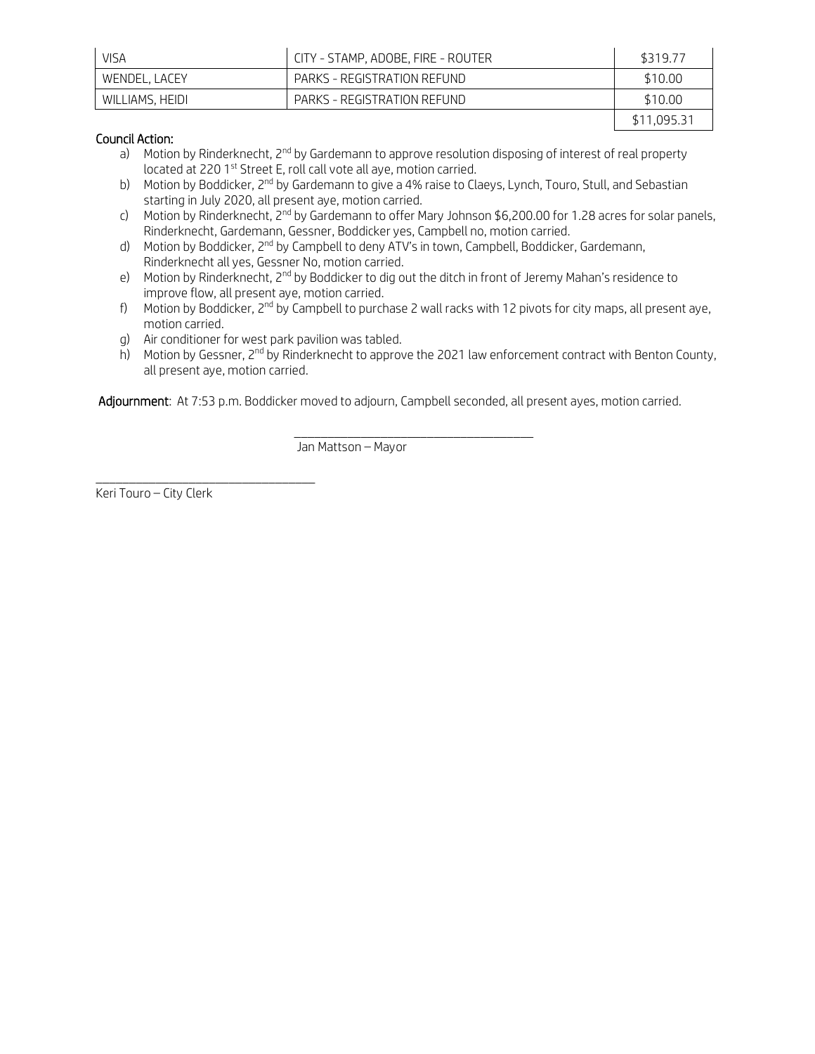| | | |
|---|---|---|
| VISA | CITY - STAMP, ADOBE, FIRE - ROUTER | \$319.77 |
| WENDEL, LACEY | PARKS - REGISTRATION REFUND | \$10.00 |
| WILLIAMS, HEIDI | PARKS - REGISTRATION REFUND | \$10.00 |
| | | \$11,095.31 |

**Council Action:**

a) Motion by Rinderknecht, 2nd by Gardemann to approve resolution disposing of interest of real property located at 220 1st Street E, roll call vote all aye, motion carried.

b) Motion by Boddicker, 2nd by Gardemann to give a 4% raise to Claeys, Lynch, Touro, Stull, and Sebastian starting in July 2020, all present aye, motion carried.

c) Motion by Rinderknecht, 2nd by Gardemann to offer Mary Johnson \$6,200.00 for 1.28 acres for solar panels, Rinderknecht, Gardemann, Gessner, Boddicker yes, Campbell no, motion carried.

d) Motion by Boddicker, 2nd by Campbell to deny ATV's in town, Campbell, Boddicker, Gardemann, Rinderknecht all yes, Gessner No, motion carried.

e) Motion by Rinderknecht, 2nd by Boddicker to dig out the ditch in front of Jeremy Mahan's residence to improve flow, all present aye, motion carried.

f) Motion by Boddicker, 2nd by Campbell to purchase 2 wall racks with 12 pivots for city maps, all present aye, motion carried.

g) Air conditioner for west park pavilion was tabled.

h) Motion by Gessner, 2nd by Rinderknecht to approve the 2021 law enforcement contract with Benton County, all present aye, motion carried.

**Adjournment**: At 7:53 p.m. Boddicker moved to adjourn, Campbell seconded, all present ayes, motion carried.

\_\_\_\_\_\_\_\_\_\_\_\_\_\_\_\_\_\_\_\_\_\_\_\_\_\_\_\_\_\_\_\_\_\_\_\_\_\_\_\_

Jan Mattson – Mayor

\_\_\_\_\_\_\_\_\_\_\_\_\_\_\_\_\_\_\_\_\_\_\_\_\_\_\_\_\_\_\_\_\_\_\_\_\_\_\_\_

Keri Touro – City Clerk